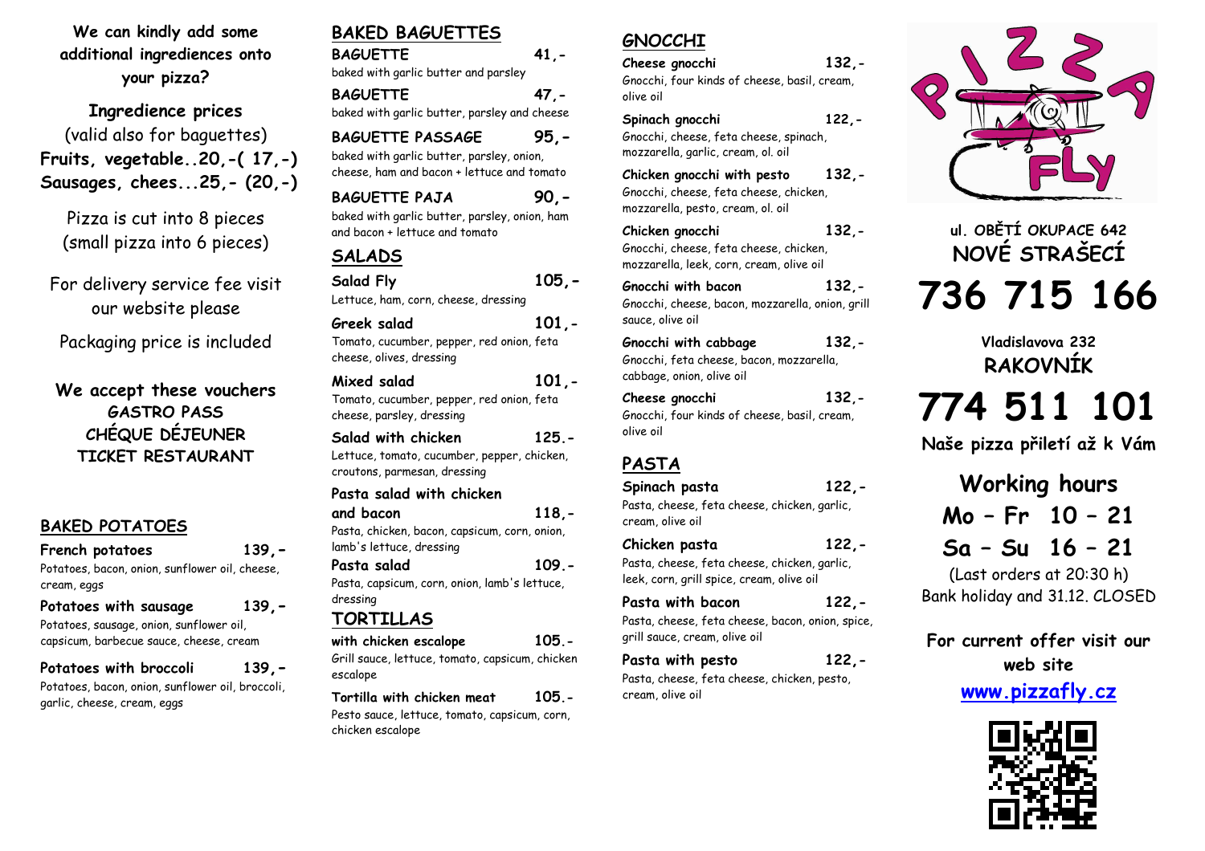**We can kindly add some additional ingredients onto your pizza?**

**Ingredience prices**
(valid also for baguettes)
**Fruits, vegetable..20,-( 17,-)**
**Sausages, chees...25,- (20,-)**

Pizza is cut into 8 pieces
(small pizza into 6 pieces)

For delivery service fee visit our website please

Packaging price is included

**We accept these vouchers**
**GASTRO PASS**
**CHÉQUE DÉJEUNER**
**TICKET RESTAURANT**

## BAKED POTATOES

**French potatoes** 139,-
Potatoes, bacon, onion, sunflower oil, cheese, cream, eggs

**Potatoes with sausage** 139,-
Potatoes, sausage, onion, sunflower oil, capsicum, barbecue sauce, cheese, cream

**Potatoes with broccoli** 139,-
Potatoes, bacon, onion, sunflower oil, broccoli, garlic, cheese, cream, eggs

## BAKED BAGUETTES

**BAGUETTE** 41,-
baked with garlic butter and parsley

**BAGUETTE** 47,-
baked with garlic butter, parsley and cheese

**BAGUETTE PASSAGE** 95,-
baked with garlic butter, parsley, onion, cheese, ham and bacon + lettuce and tomato

**BAGUETTE PAJA** 90,-
baked with garlic butter, parsley, onion, ham and bacon + lettuce and tomato

## SALADS

**Salad Fly** 105,-
Lettuce, ham, corn, cheese, dressing

**Greek salad** 101,-
Tomato, cucumber, pepper, red onion, feta cheese, olives, dressing

**Mixed salad** 101,-
Tomato, cucumber, pepper, red onion, feta cheese, parsley, dressing

**Salad with chicken** 125.-
Lettuce, tomato, cucumber, pepper, chicken, croutons, parmesan, dressing

**Pasta salad with chicken and bacon** 118,-
Pasta, chicken, bacon, capsicum, corn, onion, lamb's lettuce, dressing

**Pasta salad** 109.-
Pasta, capsicum, corn, onion, lamb's lettuce, dressing

## TORTILLAS

**with chicken escalope** 105.-
Grill sauce, lettuce, tomato, capsicum, chicken escalope

**Tortilla with chicken meat** 105.-
Pesto sauce, lettuce, tomato, capsicum, corn, chicken escalope

## GNOCCHI

**Cheese gnocchi** 132,-
Gnocchi, four kinds of cheese, basil, cream, olive oil

**Spinach gnocchi** 122,-
Gnocchi, cheese, feta cheese, spinach, mozzarella, garlic, cream, ol. oil

**Chicken gnocchi with pesto** 132,-
Gnocchi, cheese, feta cheese, chicken, mozzarella, pesto, cream, ol. oil

**Chicken gnocchi** 132,-
Gnocchi, cheese, feta cheese, chicken, mozzarella, leek, corn, cream, olive oil

**Gnocchi with bacon** 132,-
Gnocchi, cheese, bacon, mozzarella, onion, grill sauce, olive oil

**Gnocchi with cabbage** 132,-
Gnocchi, feta cheese, bacon, mozzarella, cabbage, onion, olive oil

**Cheese gnocchi** 132,-
Gnocchi, four kinds of cheese, basil, cream, olive oil

## PASTA

**Spinach pasta** 122,-
Pasta, cheese, feta cheese, chicken, garlic, cream, olive oil

**Chicken pasta** 122,-
Pasta, cheese, feta cheese, chicken, garlic, leek, corn, grill spice, cream, olive oil

**Pasta with bacon** 122,-
Pasta, cheese, feta cheese, bacon, onion, spice, grill sauce, cream, olive oil

**Pasta with pesto** 122,-
Pasta, cheese, feta cheese, chicken, pesto, cream, olive oil

PIZZA FLY

**ul. OBĚTÍ OKUPACE 642**
**NOVÉ STRAŠECÍ**

# 736 715 166

**Vladislavova 232**
**RAKOVNÍK**

# 774 511 101

**Naše pizza přiletí až k Vám**

**Working hours**
**Mo – Fr 10 – 21**
**Sa – Su 16 – 21**
(Last orders at 20:30 h)
Bank holiday and 31.12. CLOSED

**For current offer visit our web site**
**www.pizzafly.cz**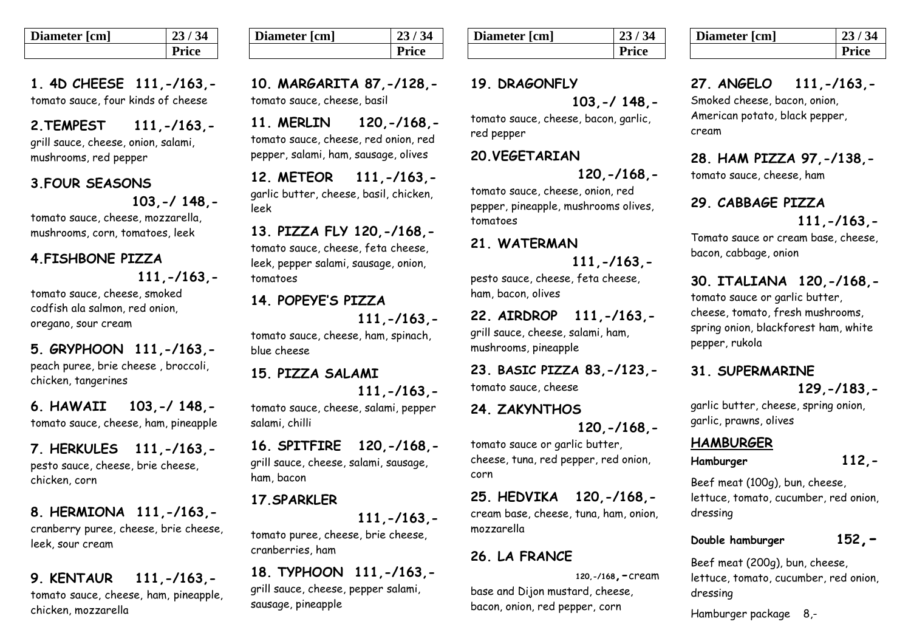| Diameter [cm] | 23 / 34 |
|---|---|
| | Price |

**1. 4D CHEESE 111,-/163,-**
tomato sauce, four kinds of cheese

**2.TEMPEST 111,-/163,-**
grill sauce, cheese, onion, salami, mushrooms, red pepper

**3.FOUR SEASONS 103,-/ 148,-**
tomato sauce, cheese, mozzarella, mushrooms, corn, tomatoes, leek

**4.FISHBONE PIZZA 111,-/163,-**
tomato sauce, cheese, smoked codfish ala salmon, red onion, oregano, sour cream

**5. GRYPHOON 111,-/163,-**
peach puree, brie cheese , broccoli, chicken, tangerines

**6. HAWAII 103,-/ 148,-**
tomato sauce, cheese, ham, pineapple

**7. HERKULES 111,-/163,-**
pesto sauce, cheese, brie cheese, chicken, corn

**8. HERMIONA 111,-/163,-**
cranberry puree, cheese, brie cheese, leek, sour cream

**9. KENTAUR 111,-/163,-**
tomato sauce, cheese, ham, pineapple, chicken, mozzarella

| Diameter [cm] | 23 / 34 |
|---|---|
| | Price |

**10. MARGARITA 87,-/128,-**
tomato sauce, cheese, basil

**11. MERLIN 120,-/168,-**
tomato sauce, cheese, red onion, red pepper, salami, ham, sausage, olives

**12. METEOR 111,-/163,-**
garlic butter, cheese, basil, chicken, leek

**13. PIZZA FLY 120,-/168,-**
tomato sauce, cheese, feta cheese, leek, pepper salami, sausage, onion, tomatoes

**14. POPEYE'S PIZZA 111,-/163,-**
tomato sauce, cheese, ham, spinach, blue cheese

**15. PIZZA SALAMI 111,-/163,-**
tomato sauce, cheese, salami, pepper salami, chilli

**16. SPITFIRE 120,-/168,-**
grill sauce, cheese, salami, sausage, ham, bacon

**17.SPARKLER 111,-/163,-**
tomato puree, cheese, brie cheese, cranberries, ham

**18. TYPHOON 111,-/163,-**
grill sauce, cheese, pepper salami, sausage, pineapple

| Diameter [cm] | 23 / 34 |
|---|---|
| | Price |

**19. DRAGONFLY 103,-/ 148,-**
tomato sauce, cheese, bacon, garlic, red pepper

**20.VEGETARIAN 120,-/168,-**
tomato sauce, cheese, onion, red pepper, pineapple, mushrooms olives, tomatoes

**21. WATERMAN 111,-/163,-**
pesto sauce, cheese, feta cheese, ham, bacon, olives

**22. AIRDROP 111,-/163,-**
grill sauce, cheese, salami, ham, mushrooms, pineapple

**23. BASIC PIZZA 83,-/123,-**
tomato sauce, cheese

**24. ZAKYNTHOS 120,-/168,-**
tomato sauce or garlic butter, cheese, tuna, red pepper, red onion, corn

**25. HEDVIKA 120,-/168,-**
cream base, cheese, tuna, ham, onion, mozzarella

**26. LA FRANCE 120,-/168,-**
cream base and Dijon mustard, cheese, bacon, onion, red pepper, corn

| Diameter [cm] | 23 / 34 |
|---|---|
| | Price |

**27. ANGELO 111,-/163,-**
Smoked cheese, bacon, onion, American potato, black pepper, cream

**28. HAM PIZZA 97,-/138,-**
tomato sauce, cheese, ham

**29. CABBAGE PIZZA 111,-/163,-**
Tomato sauce or cream base, cheese, bacon, cabbage, onion

**30. ITALIANA 120,-/168,-**
tomato sauce or garlic butter, cheese, tomato, fresh mushrooms, spring onion, blackforest ham, white pepper, rukola

**31. SUPERMARINE 129,-/183,-**
garlic butter, cheese, spring onion, garlic, prawns, olives

## HAMBURGER

**Hamburger 112,-**
Beef meat (100g), bun, cheese, lettuce, tomato, cucumber, red onion, dressing

**Double hamburger 152,-**
Beef meat (200g), bun, cheese, lettuce, tomato, cucumber, red onion, dressing

Hamburger package 8,-